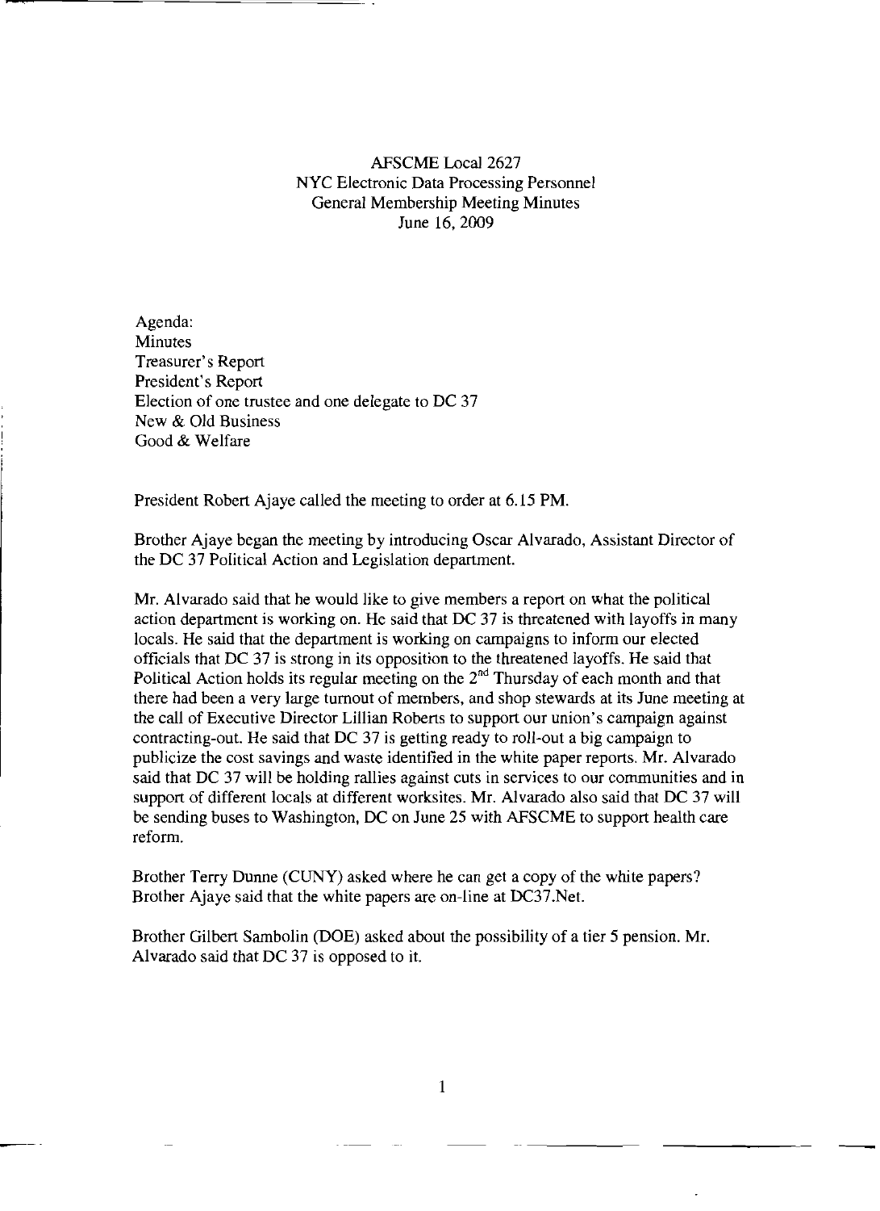AFSCME Local 2627
NYC Electronic Data Processing Personnel
General Membership Meeting Minutes
June 16, 2009

Agenda:
Minutes
Treasurer's Report
President's Report
Election of one trustee and one delegate to DC 37
New & Old Business
Good & Welfare

President Robert Ajaye called the meeting to order at 6.15 PM.

Brother Ajaye began the meeting by introducing Oscar Alvarado, Assistant Director of the DC 37 Political Action and Legislation department.

Mr. Alvarado said that he would like to give members a report on what the political action department is working on. He said that DC 37 is threatened with layoffs in many locals. He said that the department is working on campaigns to inform our elected officials that DC 37 is strong in its opposition to the threatened layoffs. He said that Political Action holds its regular meeting on the 2nd Thursday of each month and that there had been a very large turnout of members, and shop stewards at its June meeting at the call of Executive Director Lillian Roberts to support our union's campaign against contracting-out. He said that DC 37 is getting ready to roll-out a big campaign to publicize the cost savings and waste identified in the white paper reports. Mr. Alvarado said that DC 37 will be holding rallies against cuts in services to our communities and in support of different locals at different worksites. Mr. Alvarado also said that DC 37 will be sending buses to Washington, DC on June 25 with AFSCME to support health care reform.

Brother Terry Dunne (CUNY) asked where he can get a copy of the white papers? Brother Ajaye said that the white papers are on-line at DC37.Net.

Brother Gilbert Sambolin (DOE) asked about the possibility of a tier 5 pension. Mr. Alvarado said that DC 37 is opposed to it.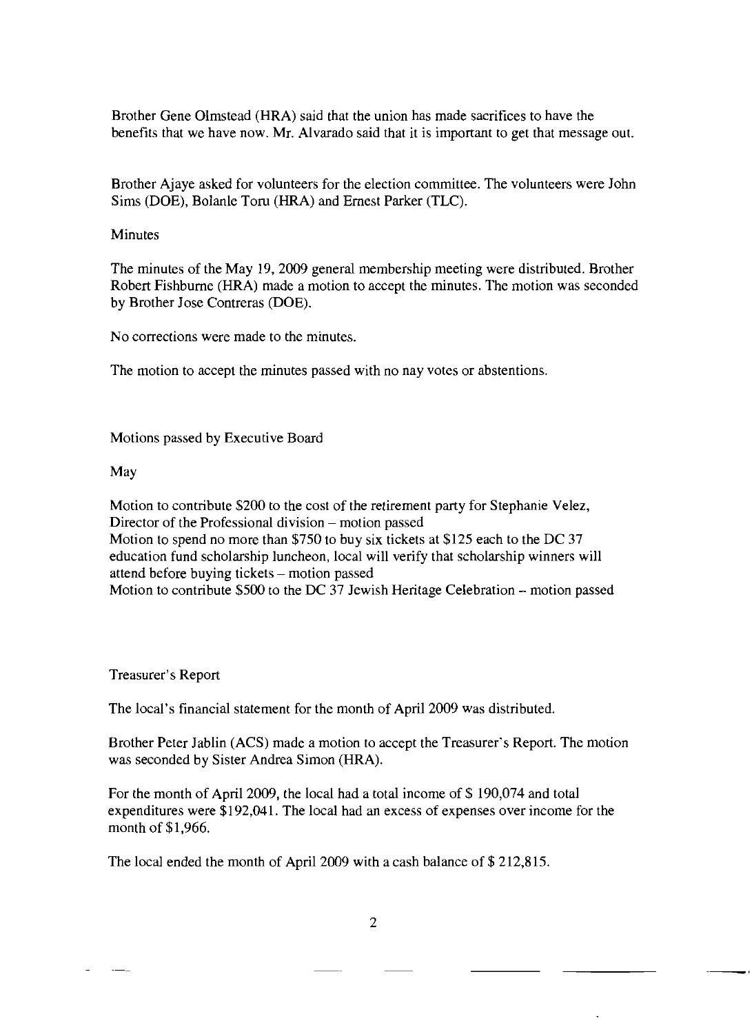Brother Gene Olmstead (HRA) said that the union has made sacrifices to have the benefits that we have now. Mr. Alvarado said that it is important to get that message out.

Brother Ajaye asked for volunteers for the election committee. The volunteers were John Sims (DOE), Bolanle Toru (HRA) and Ernest Parker (TLC).

## Minutes

The minutes of the May 19, 2009 general membership meeting were distributed. Brother Robert Fishburne (HRA) made a motion to accept the minutes. The motion was seconded by Brother Jose Contreras (DOE).

No corrections were made to the minutes.

The motion to accept the minutes passed with no nay votes or abstentions.

## Motions passed by Executive Board

May

Motion to contribute $200 to the cost of the retirement party for Stephanie Velez, Director of the Professional division – motion passed
Motion to spend no more than $750 to buy six tickets at $125 each to the DC 37 education fund scholarship luncheon, local will verify that scholarship winners will attend before buying tickets – motion passed
Motion to contribute $500 to the DC 37 Jewish Heritage Celebration – motion passed

## Treasurer's Report

The local's financial statement for the month of April 2009 was distributed.

Brother Peter Jablin (ACS) made a motion to accept the Treasurer's Report. The motion was seconded by Sister Andrea Simon (HRA).

For the month of April 2009, the local had a total income of $ 190,074 and total expenditures were $192,041. The local had an excess of expenses over income for the month of $1,966.

The local ended the month of April 2009 with a cash balance of $ 212,815.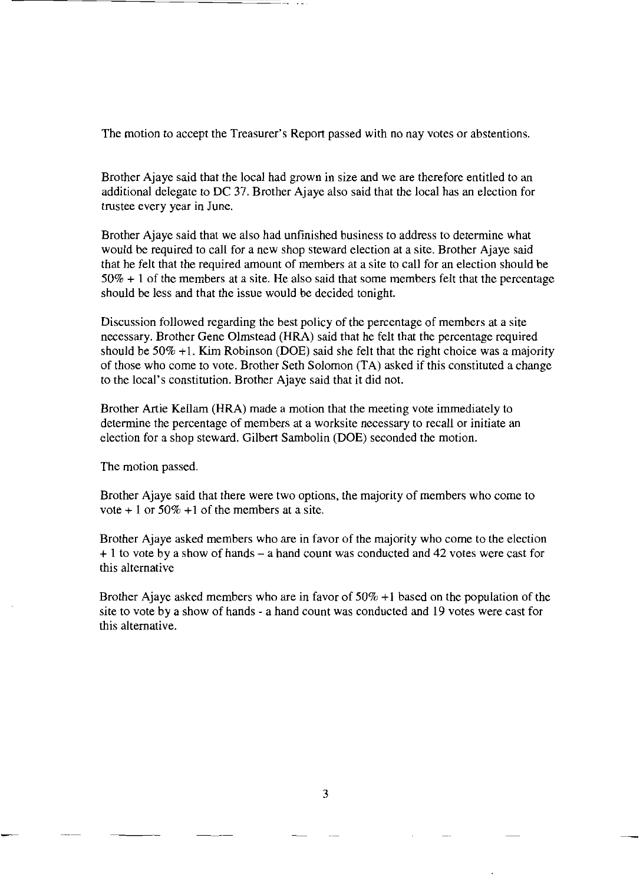The motion to accept the Treasurer's Report passed with no nay votes or abstentions.

Brother Ajaye said that the local had grown in size and we are therefore entitled to an additional delegate to DC 37. Brother Ajaye also said that the local has an election for trustee every year in June.

Brother Ajaye said that we also had unfinished business to address to determine what would be required to call for a new shop steward election at a site. Brother Ajaye said that he felt that the required amount of members at a site to call for an election should be 50% + 1 of the members at a site. He also said that some members felt that the percentage should be less and that the issue would be decided tonight.

Discussion followed regarding the best policy of the percentage of members at a site necessary. Brother Gene Olmstead (HRA) said that he felt that the percentage required should be 50% +1. Kim Robinson (DOE) said she felt that the right choice was a majority of those who come to vote. Brother Seth Solomon (TA) asked if this constituted a change to the local's constitution. Brother Ajaye said that it did not.

Brother Artie Kellam (HRA) made a motion that the meeting vote immediately to determine the percentage of members at a worksite necessary to recall or initiate an election for a shop steward. Gilbert Sambolin (DOE) seconded the motion.

The motion passed.

Brother Ajaye said that there were two options, the majority of members who come to vote + 1 or 50% +1 of the members at a site.

Brother Ajaye asked members who are in favor of the majority who come to the election + 1 to vote by a show of hands – a hand count was conducted and 42 votes were cast for this alternative

Brother Ajaye asked members who are in favor of 50% +1 based on the population of the site to vote by a show of hands - a hand count was conducted and 19 votes were cast for this alternative.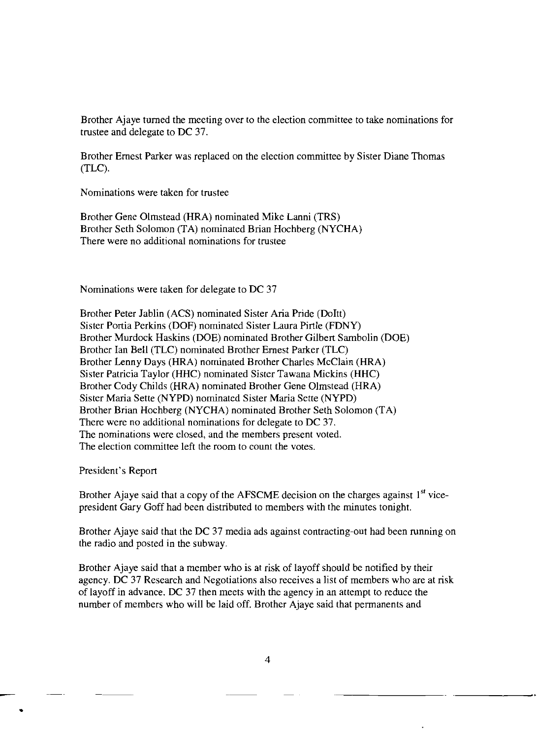Brother Ajaye turned the meeting over to the election committee to take nominations for trustee and delegate to DC 37.

Brother Ernest Parker was replaced on the election committee by Sister Diane Thomas (TLC).

Nominations were taken for trustee

Brother Gene Olmstead (HRA) nominated Mike Lanni (TRS)
Brother Seth Solomon (TA) nominated Brian Hochberg (NYCHA)
There were no additional nominations for trustee

Nominations were taken for delegate to DC 37

Brother Peter Jablin (ACS) nominated Sister Aria Pride (DoItt)
Sister Portia Perkins (DOF) nominated Sister Laura Pirtle (FDNY)
Brother Murdock Haskins (DOE) nominated Brother Gilbert Sambolin (DOE)
Brother Ian Bell (TLC) nominated Brother Ernest Parker (TLC)
Brother Lenny Days (HRA) nominated Brother Charles McClain (HRA)
Sister Patricia Taylor (HHC) nominated Sister Tawana Mickins (HHC)
Brother Cody Childs (HRA) nominated Brother Gene Olmstead (HRA)
Sister Maria Sette (NYPD) nominated Sister Maria Sette (NYPD)
Brother Brian Hochberg (NYCHA) nominated Brother Seth Solomon (TA)
There were no additional nominations for delegate to DC 37.
The nominations were closed, and the members present voted.
The election committee left the room to count the votes.

President's Report

Brother Ajaye said that a copy of the AFSCME decision on the charges against 1st vice-president Gary Goff had been distributed to members with the minutes tonight.

Brother Ajaye said that the DC 37 media ads against contracting-out had been running on the radio and posted in the subway.

Brother Ajaye said that a member who is at risk of layoff should be notified by their agency. DC 37 Research and Negotiations also receives a list of members who are at risk of layoff in advance. DC 37 then meets with the agency in an attempt to reduce the number of members who will be laid off. Brother Ajaye said that permanents and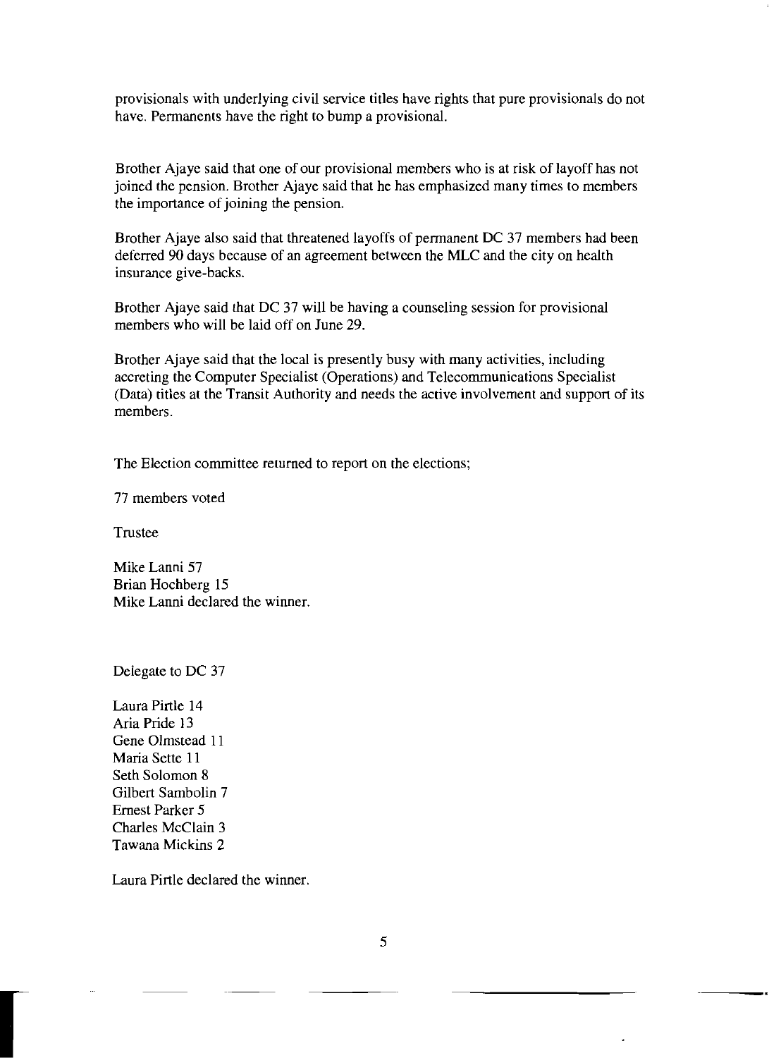provisionals with underlying civil service titles have rights that pure provisionals do not have. Permanents have the right to bump a provisional.

Brother Ajaye said that one of our provisional members who is at risk of layoff has not joined the pension. Brother Ajaye said that he has emphasized many times to members the importance of joining the pension.

Brother Ajaye also said that threatened layoffs of permanent DC 37 members had been deferred 90 days because of an agreement between the MLC and the city on health insurance give-backs.

Brother Ajaye said that DC 37 will be having a counseling session for provisional members who will be laid off on June 29.

Brother Ajaye said that the local is presently busy with many activities, including accreting the Computer Specialist (Operations) and Telecommunications Specialist (Data) titles at the Transit Authority and needs the active involvement and support of its members.

The Election committee returned to report on the elections;

77 members voted

Trustee

Mike Lanni 57
Brian Hochberg 15
Mike Lanni declared the winner.

Delegate to DC 37

Laura Pirtle 14
Aria Pride 13
Gene Olmstead 11
Maria Sette 11
Seth Solomon 8
Gilbert Sambolin 7
Ernest Parker 5
Charles McClain 3
Tawana Mickins 2

Laura Pirtle declared the winner.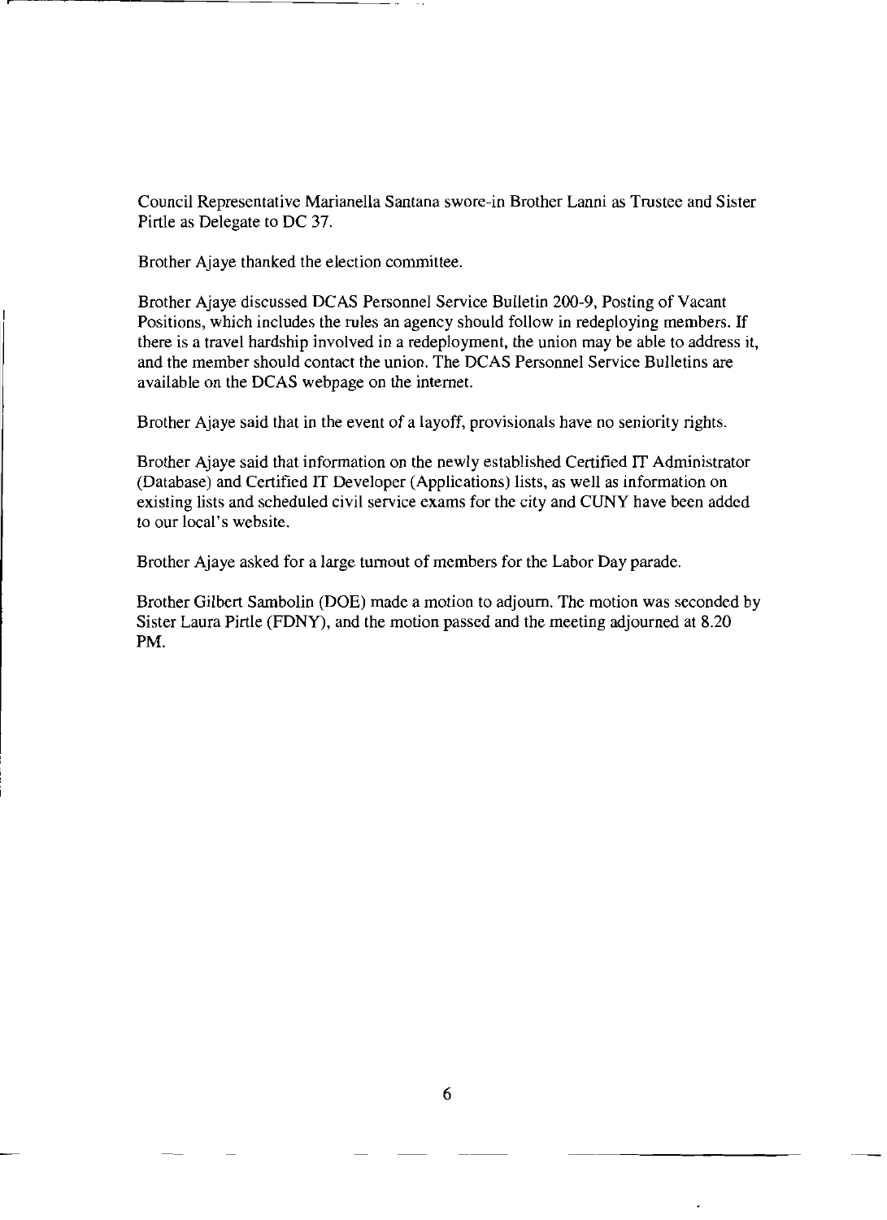Council Representative Marianella Santana swore-in Brother Lanni as Trustee and Sister Pirtle as Delegate to DC 37.

Brother Ajaye thanked the election committee.

Brother Ajaye discussed DCAS Personnel Service Bulletin 200-9, Posting of Vacant Positions, which includes the rules an agency should follow in redeploying members. If there is a travel hardship involved in a redeployment, the union may be able to address it, and the member should contact the union. The DCAS Personnel Service Bulletins are available on the DCAS webpage on the internet.

Brother Ajaye said that in the event of a layoff, provisionals have no seniority rights.

Brother Ajaye said that information on the newly established Certified IT Administrator (Database) and Certified IT Developer (Applications) lists, as well as information on existing lists and scheduled civil service exams for the city and CUNY have been added to our local's website.

Brother Ajaye asked for a large turnout of members for the Labor Day parade.

Brother Gilbert Sambolin (DOE) made a motion to adjourn. The motion was seconded by Sister Laura Pirtle (FDNY), and the motion passed and the meeting adjourned at 8.20 PM.